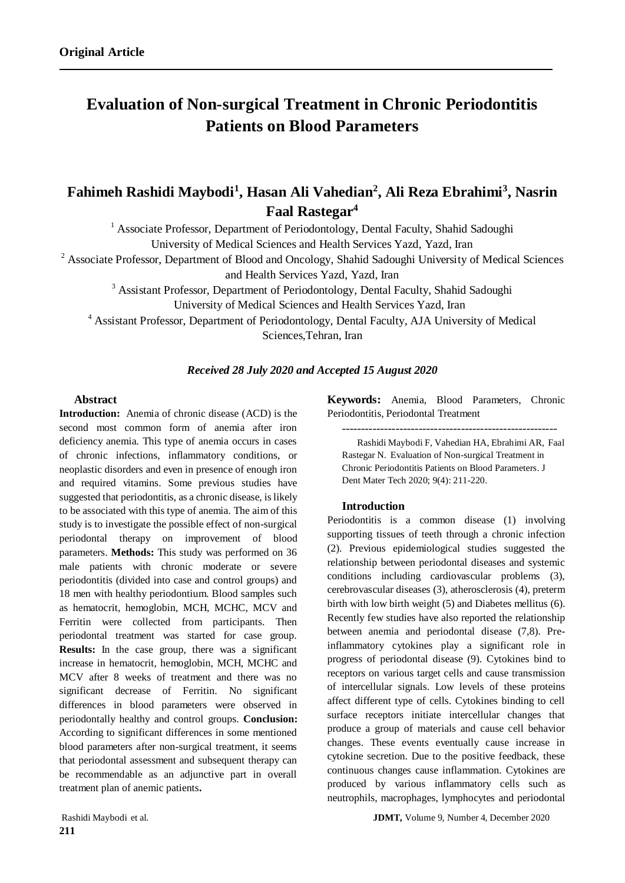**Original Article**

# Evaluation of Non-surgical Treatment in Chronic Periodontitis Patients on Blood Parameters

## Fahimeh Rashidi Maybodi[1], Hasan Ali Vahedian[2], Ali Reza Ebrahimi[3], Nasrin Faal Rastegar[4]

[1] Associate Professor, Department of Periodontology, Dental Faculty, Shahid Sadoughi University of Medical Sciences and Health Services Yazd, Yazd, Iran

[2] Associate Professor, Department of Blood and Oncology, Shahid Sadoughi University of Medical Sciences and Health Services Yazd, Yazd, Iran

[3] Assistant Professor, Department of Periodontology, Dental Faculty, Shahid Sadoughi University of Medical Sciences and Health Services Yazd, Iran

[4] Assistant Professor, Department of Periodontology, Dental Faculty, AJA University of Medical Sciences,Tehran, Iran

*Received 28 July 2020 and Accepted 15 August 2020*

### Abstract

**Introduction:** Anemia of chronic disease (ACD) is the second most common form of anemia after iron deficiency anemia. This type of anemia occurs in cases of chronic infections, inflammatory conditions, or neoplastic disorders and even in presence of enough iron and required vitamins. Some previous studies have suggested that periodontitis, as a chronic disease, is likely to be associated with this type of anemia. The aim of this study is to investigate the possible effect of non-surgical periodontal therapy on improvement of blood parameters. **Methods:** This study was performed on 36 male patients with chronic moderate or severe periodontitis (divided into case and control groups) and 18 men with healthy periodontium. Blood samples such as hematocrit, hemoglobin, MCH, MCHC, MCV and Ferritin were collected from participants. Then periodontal treatment was started for case group. **Results:** In the case group, there was a significant increase in hematocrit, hemoglobin, MCH, MCHC and MCV after 8 weeks of treatment and there was no significant decrease of Ferritin. No significant differences in blood parameters were observed in periodontally healthy and control groups. **Conclusion:** According to significant differences in some mentioned blood parameters after non-surgical treatment, it seems that periodontal assessment and subsequent therapy can be recommendable as an adjunctive part in overall treatment plan of anemic patients**.**

**Keywords:** Anemia, Blood Parameters, Chronic Periodontitis, Periodontal Treatment

--------------------------------------------------------

Rashidi Maybodi F, Vahedian HA, Ebrahimi AR, Faal Rastegar N. Evaluation of Non-surgical Treatment in Chronic Periodontitis Patients on Blood Parameters. J Dent Mater Tech 2020; 9(4): 211-220.

### Introduction

Periodontitis is a common disease (1) involving supporting tissues of teeth through a chronic infection (2). Previous epidemiological studies suggested the relationship between periodontal diseases and systemic conditions including cardiovascular problems (3), cerebrovascular diseases (3), atherosclerosis (4), preterm birth with low birth weight (5) and Diabetes mellitus (6). Recently few studies have also reported the relationship between anemia and periodontal disease (7,8). Pre-inflammatory cytokines play a significant role in progress of periodontal disease (9). Cytokines bind to receptors on various target cells and cause transmission of intercellular signals. Low levels of these proteins affect different type of cells. Cytokines binding to cell surface receptors initiate intercellular changes that produce a group of materials and cause cell behavior changes. These events eventually cause increase in cytokine secretion. Due to the positive feedback, these continuous changes cause inflammation. Cytokines are produced by various inflammatory cells such as neutrophils, macrophages, lymphocytes and periodontal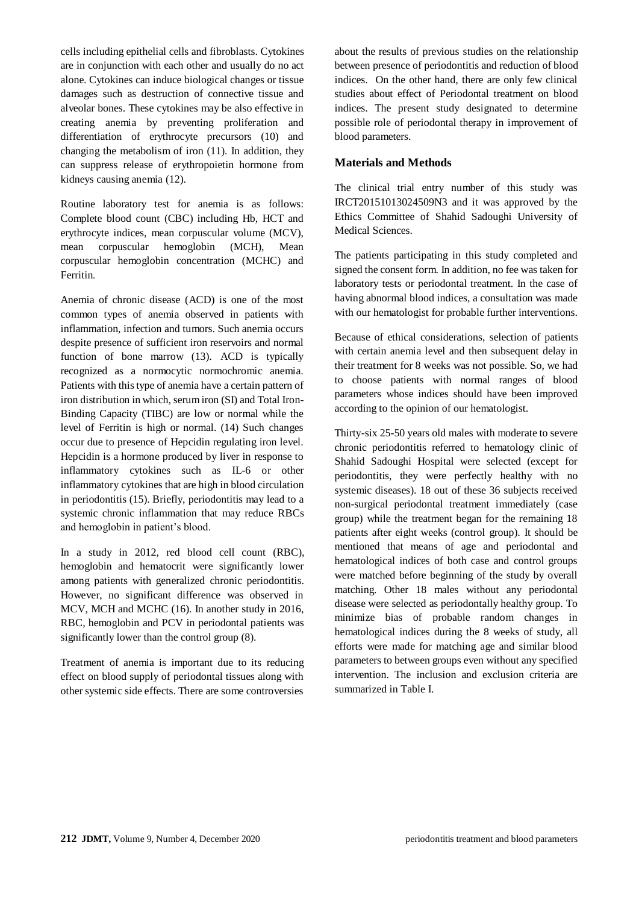cells including epithelial cells and fibroblasts. Cytokines are in conjunction with each other and usually do no act alone. Cytokines can induce biological changes or tissue damages such as destruction of connective tissue and alveolar bones. These cytokines may be also effective in creating anemia by preventing proliferation and differentiation of erythrocyte precursors (10) and changing the metabolism of iron (11). In addition, they can suppress release of erythropoietin hormone from kidneys causing anemia (12).

Routine laboratory test for anemia is as follows: Complete blood count (CBC) including Hb, HCT and erythrocyte indices, mean corpuscular volume (MCV), mean corpuscular hemoglobin (MCH), Mean corpuscular hemoglobin concentration (MCHC) and Ferritin.

Anemia of chronic disease (ACD) is one of the most common types of anemia observed in patients with inflammation, infection and tumors. Such anemia occurs despite presence of sufficient iron reservoirs and normal function of bone marrow (13). ACD is typically recognized as a normocytic normochromic anemia. Patients with this type of anemia have a certain pattern of iron distribution in which, serum iron (SI) and Total Iron-Binding Capacity (TIBC) are low or normal while the level of Ferritin is high or normal. (14) Such changes occur due to presence of Hepcidin regulating iron level. Hepcidin is a hormone produced by liver in response to inflammatory cytokines such as IL-6 or other inflammatory cytokines that are high in blood circulation in periodontitis (15). Briefly, periodontitis may lead to a systemic chronic inflammation that may reduce RBCs and hemoglobin in patient's blood.

In a study in 2012, red blood cell count (RBC), hemoglobin and hematocrit were significantly lower among patients with generalized chronic periodontitis. However, no significant difference was observed in MCV, MCH and MCHC (16). In another study in 2016, RBC, hemoglobin and PCV in periodontal patients was significantly lower than the control group (8).

Treatment of anemia is important due to its reducing effect on blood supply of periodontal tissues along with other systemic side effects. There are some controversies about the results of previous studies on the relationship between presence of periodontitis and reduction of blood indices. On the other hand, there are only few clinical studies about effect of Periodontal treatment on blood indices. The present study designated to determine possible role of periodontal therapy in improvement of blood parameters.

## Materials and Methods

The clinical trial entry number of this study was IRCT20151013024509N3 and it was approved by the Ethics Committee of Shahid Sadoughi University of Medical Sciences.

The patients participating in this study completed and signed the consent form. In addition, no fee was taken for laboratory tests or periodontal treatment. In the case of having abnormal blood indices, a consultation was made with our hematologist for probable further interventions.

Because of ethical considerations, selection of patients with certain anemia level and then subsequent delay in their treatment for 8 weeks was not possible. So, we had to choose patients with normal ranges of blood parameters whose indices should have been improved according to the opinion of our hematologist.

Thirty-six 25-50 years old males with moderate to severe chronic periodontitis referred to hematology clinic of Shahid Sadoughi Hospital were selected (except for periodontitis, they were perfectly healthy with no systemic diseases). 18 out of these 36 subjects received non-surgical periodontal treatment immediately (case group) while the treatment began for the remaining 18 patients after eight weeks (control group). It should be mentioned that means of age and periodontal and hematological indices of both case and control groups were matched before beginning of the study by overall matching. Other 18 males without any periodontal disease were selected as periodontally healthy group. To minimize bias of probable random changes in hematological indices during the 8 weeks of study, all efforts were made for matching age and similar blood parameters to between groups even without any specified intervention. The inclusion and exclusion criteria are summarized in Table I.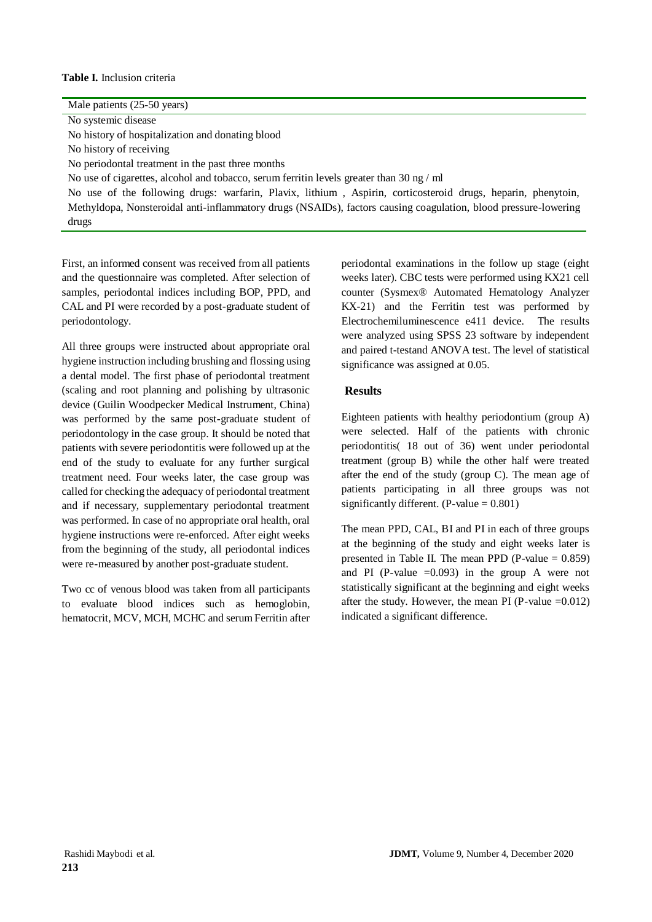**Table I.** Inclusion criteria

| Male patients (25-50 years) |
|---|
| No systemic disease |
| No history of hospitalization and donating blood |
| No history of receiving |
| No periodontal treatment in the past three months |
| No use of cigarettes, alcohol and tobacco, serum ferritin levels greater than 30 ng / ml |
| No use of the following drugs: warfarin, Plavix, lithium , Aspirin, corticosteroid drugs, heparin, phenytoin, Methyldopa, Nonsteroidal anti-inflammatory drugs (NSAIDs), factors causing coagulation, blood pressure-lowering drugs |

First, an informed consent was received from all patients and the questionnaire was completed. After selection of samples, periodontal indices including BOP, PPD, and CAL and PI were recorded by a post-graduate student of periodontology.

All three groups were instructed about appropriate oral hygiene instruction including brushing and flossing using a dental model. The first phase of periodontal treatment (scaling and root planning and polishing by ultrasonic device (Guilin Woodpecker Medical Instrument, China) was performed by the same post-graduate student of periodontology in the case group. It should be noted that patients with severe periodontitis were followed up at the end of the study to evaluate for any further surgical treatment need. Four weeks later, the case group was called for checking the adequacy of periodontal treatment and if necessary, supplementary periodontal treatment was performed. In case of no appropriate oral health, oral hygiene instructions were re-enforced. After eight weeks from the beginning of the study, all periodontal indices were re-measured by another post-graduate student.

Two cc of venous blood was taken from all participants to evaluate blood indices such as hemoglobin, hematocrit, MCV, MCH, MCHC and serum Ferritin after periodontal examinations in the follow up stage (eight weeks later). CBC tests were performed using KX21 cell counter (Sysmex® Automated Hematology Analyzer KX-21) and the Ferritin test was performed by Electrochemiluminescence e411 device. The results were analyzed using SPSS 23 software by independent and paired t-testand ANOVA test. The level of statistical significance was assigned at 0.05.

## Results

Eighteen patients with healthy periodontium (group A) were selected. Half of the patients with chronic periodontitis( 18 out of 36) went under periodontal treatment (group B) while the other half were treated after the end of the study (group C). The mean age of patients participating in all three groups was not significantly different. (P-value = 0.801)

The mean PPD, CAL, BI and PI in each of three groups at the beginning of the study and eight weeks later is presented in Table II. The mean PPD (P-value = 0.859) and PI (P-value =0.093) in the group A were not statistically significant at the beginning and eight weeks after the study. However, the mean PI (P-value =0.012) indicated a significant difference.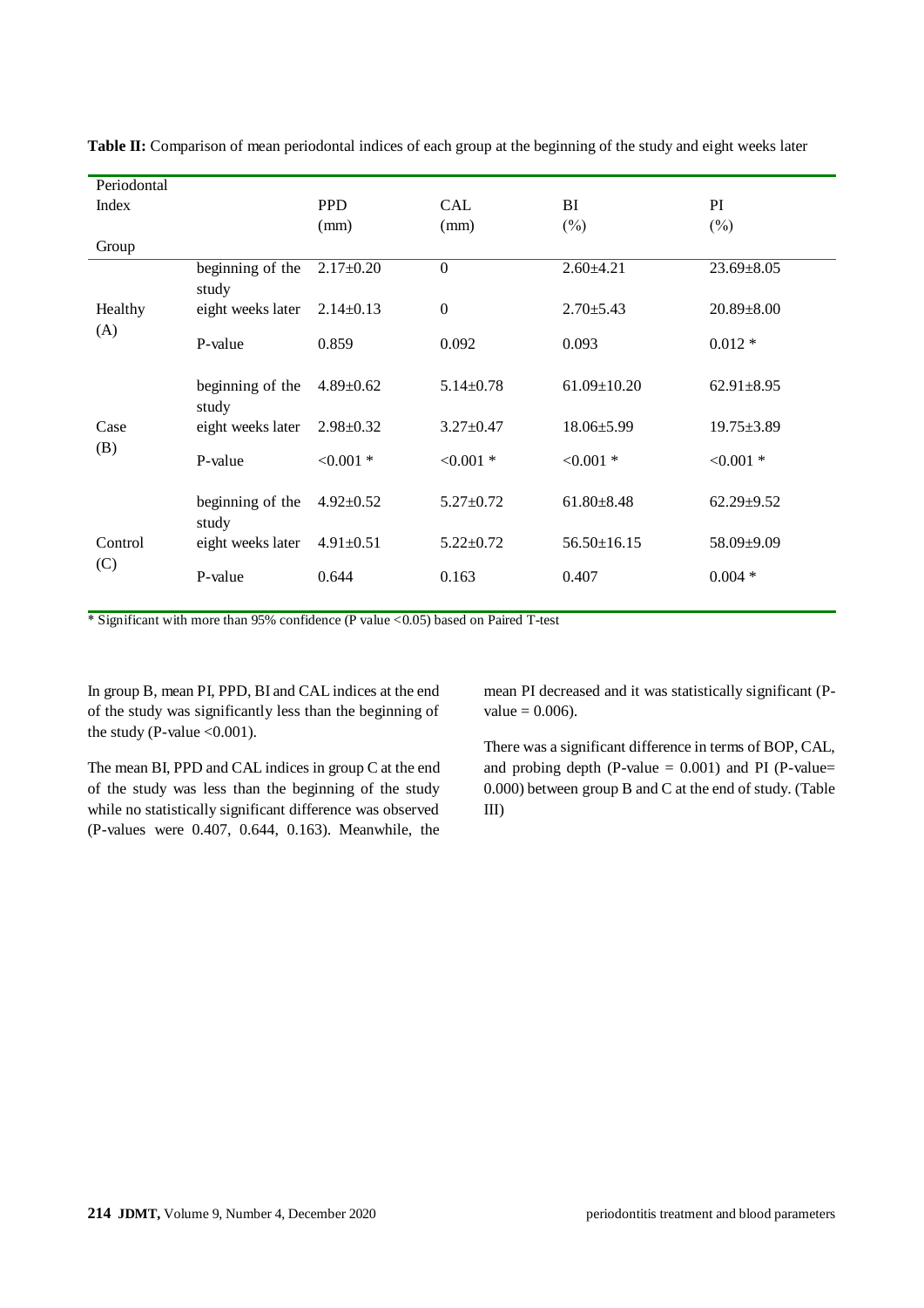**Table II:** Comparison of mean periodontal indices of each group at the beginning of the study and eight weeks later

| Periodontal Index / Group | | PPD (mm) | CAL (mm) | BI (%) | PI (%) |
|---|---|---|---|---|---|
| Healthy (A) | beginning of the study | 2.17±0.20 | 0 | 2.60±4.21 | 23.69±8.05 |
| | eight weeks later | 2.14±0.13 | 0 | 2.70±5.43 | 20.89±8.00 |
| | P-value | 0.859 | 0.092 | 0.093 | 0.012 * |
| Case (B) | beginning of the study | 4.89±0.62 | 5.14±0.78 | 61.09±10.20 | 62.91±8.95 |
| | eight weeks later | 2.98±0.32 | 3.27±0.47 | 18.06±5.99 | 19.75±3.89 |
| | P-value | <0.001 * | <0.001 * | <0.001 * | <0.001 * |
| Control (C) | beginning of the study | 4.92±0.52 | 5.27±0.72 | 61.80±8.48 | 62.29±9.52 |
| | eight weeks later | 4.91±0.51 | 5.22±0.72 | 56.50±16.15 | 58.09±9.09 |
| | P-value | 0.644 | 0.163 | 0.407 | 0.004 * |

* Significant with more than 95% confidence (P value <0.05) based on Paired T-test

In group B, mean PI, PPD, BI and CAL indices at the end of the study was significantly less than the beginning of the study (P-value <0.001).

The mean BI, PPD and CAL indices in group C at the end of the study was less than the beginning of the study while no statistically significant difference was observed (P-values were 0.407, 0.644, 0.163). Meanwhile, the mean PI decreased and it was statistically significant (P-value = 0.006).

There was a significant difference in terms of BOP, CAL, and probing depth (P-value = 0.001) and PI (P-value= 0.000) between group B and C at the end of study. (Table III)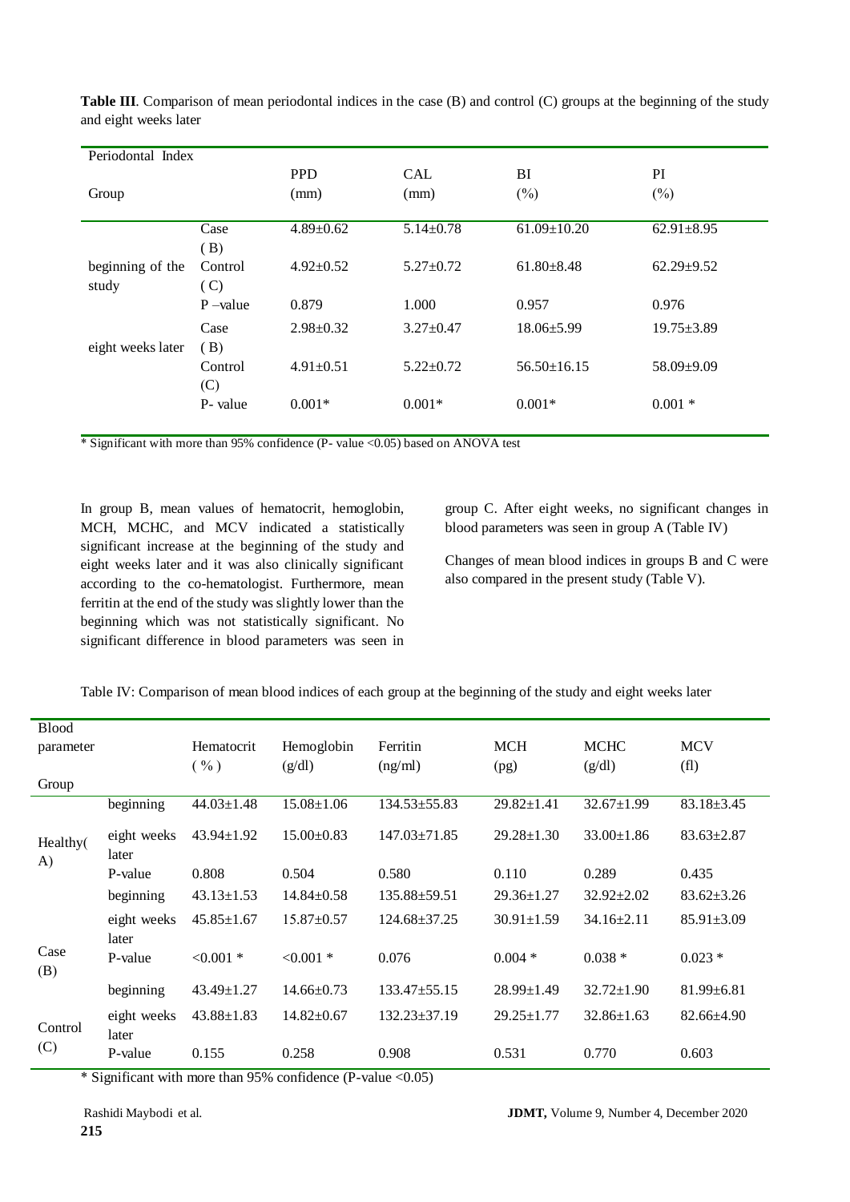**Table III**. Comparison of mean periodontal indices in the case (B) and control (C) groups at the beginning of the study and eight weeks later

| Periodontal Index / Group | | PPD (mm) | CAL (mm) | BI (%) | PI (%) |
|---|---|---|---|---|---|
| beginning of the study | Case (B) | 4.89±0.62 | 5.14±0.78 | 61.09±10.20 | 62.91±8.95 |
| | Control (C) | 4.92±0.52 | 5.27±0.72 | 61.80±8.48 | 62.29±9.52 |
| | P –value | 0.879 | 1.000 | 0.957 | 0.976 |
| eight weeks later | Case (B) | 2.98±0.32 | 3.27±0.47 | 18.06±5.99 | 19.75±3.89 |
| | Control (C) | 4.91±0.51 | 5.22±0.72 | 56.50±16.15 | 58.09±9.09 |
| | P- value | 0.001* | 0.001* | 0.001* | 0.001 * |

\* Significant with more than 95% confidence (P- value <0.05) based on ANOVA test

In group B, mean values of hematocrit, hemoglobin, MCH, MCHC, and MCV indicated a statistically significant increase at the beginning of the study and eight weeks later and it was also clinically significant according to the co-hematologist. Furthermore, mean ferritin at the end of the study was slightly lower than the beginning which was not statistically significant. No significant difference in blood parameters was seen in group C. After eight weeks, no significant changes in blood parameters was seen in group A (Table IV)

Changes of mean blood indices in groups B and C were also compared in the present study (Table V).

Table IV: Comparison of mean blood indices of each group at the beginning of the study and eight weeks later

| Blood parameter / Group | | Hematocrit (%) | Hemoglobin (g/dl) | Ferritin (ng/ml) | MCH (pg) | MCHC (g/dl) | MCV (fl) |
|---|---|---|---|---|---|---|---|
| Healthy(A) | beginning | 44.03±1.48 | 15.08±1.06 | 134.53±55.83 | 29.82±1.41 | 32.67±1.99 | 83.18±3.45 |
| | eight weeks later | 43.94±1.92 | 15.00±0.83 | 147.03±71.85 | 29.28±1.30 | 33.00±1.86 | 83.63±2.87 |
| | P-value | 0.808 | 0.504 | 0.580 | 0.110 | 0.289 | 0.435 |
| Case (B) | beginning | 43.13±1.53 | 14.84±0.58 | 135.88±59.51 | 29.36±1.27 | 32.92±2.02 | 83.62±3.26 |
| | eight weeks later | 45.85±1.67 | 15.87±0.57 | 124.68±37.25 | 30.91±1.59 | 34.16±2.11 | 85.91±3.09 |
| | P-value | <0.001 * | <0.001 * | 0.076 | 0.004 * | 0.038 * | 0.023 * |
| Control (C) | beginning | 43.49±1.27 | 14.66±0.73 | 133.47±55.15 | 28.99±1.49 | 32.72±1.90 | 81.99±6.81 |
| | eight weeks later | 43.88±1.83 | 14.82±0.67 | 132.23±37.19 | 29.25±1.77 | 32.86±1.63 | 82.66±4.90 |
| | P-value | 0.155 | 0.258 | 0.908 | 0.531 | 0.770 | 0.603 |

\* Significant with more than 95% confidence (P-value <0.05)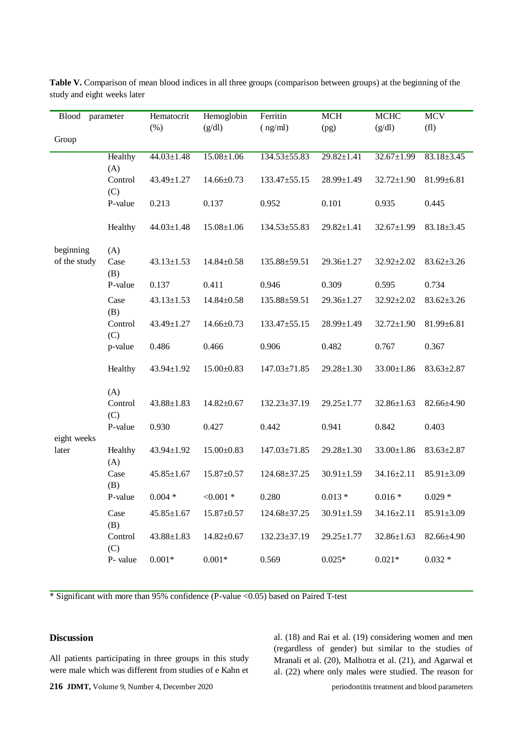**Table V.** Comparison of mean blood indices in all three groups (comparison between groups) at the beginning of the study and eight weeks later

| Blood parameter / Group | | Hematocrit (%) | Hemoglobin (g/dl) | Ferritin ( ng/ml) | MCH (pg) | MCHC (g/dl) | MCV (fl) |
|---|---|---|---|---|---|---|---|
| beginning of the study | Healthy (A) | 44.03±1.48 | 15.08±1.06 | 134.53±55.83 | 29.82±1.41 | 32.67±1.99 | 83.18±3.45 |
| | Control (C) | 43.49±1.27 | 14.66±0.73 | 133.47±55.15 | 28.99±1.49 | 32.72±1.90 | 81.99±6.81 |
| | P-value | 0.213 | 0.137 | 0.952 | 0.101 | 0.935 | 0.445 |
| | Healthy (A) | 44.03±1.48 | 15.08±1.06 | 134.53±55.83 | 29.82±1.41 | 32.67±1.99 | 83.18±3.45 |
| | Case (B) | 43.13±1.53 | 14.84±0.58 | 135.88±59.51 | 29.36±1.27 | 32.92±2.02 | 83.62±3.26 |
| | P-value | 0.137 | 0.411 | 0.946 | 0.309 | 0.595 | 0.734 |
| | Case (B) | 43.13±1.53 | 14.84±0.58 | 135.88±59.51 | 29.36±1.27 | 32.92±2.02 | 83.62±3.26 |
| | Control (C) | 43.49±1.27 | 14.66±0.73 | 133.47±55.15 | 28.99±1.49 | 32.72±1.90 | 81.99±6.81 |
| | p-value | 0.486 | 0.466 | 0.906 | 0.482 | 0.767 | 0.367 |
| eight weeks later | Healthy (A) | 43.94±1.92 | 15.00±0.83 | 147.03±71.85 | 29.28±1.30 | 33.00±1.86 | 83.63±2.87 |
| | Control (C) | 43.88±1.83 | 14.82±0.67 | 132.23±37.19 | 29.25±1.77 | 32.86±1.63 | 82.66±4.90 |
| | P-value | 0.930 | 0.427 | 0.442 | 0.941 | 0.842 | 0.403 |
| | Healthy (A) | 43.94±1.92 | 15.00±0.83 | 147.03±71.85 | 29.28±1.30 | 33.00±1.86 | 83.63±2.87 |
| | Case (B) | 45.85±1.67 | 15.87±0.57 | 124.68±37.25 | 30.91±1.59 | 34.16±2.11 | 85.91±3.09 |
| | P-value | 0.004 * | <0.001 * | 0.280 | 0.013 * | 0.016 * | 0.029 * |
| | Case (B) | 45.85±1.67 | 15.87±0.57 | 124.68±37.25 | 30.91±1.59 | 34.16±2.11 | 85.91±3.09 |
| | Control (C) | 43.88±1.83 | 14.82±0.67 | 132.23±37.19 | 29.25±1.77 | 32.86±1.63 | 82.66±4.90 |
| | P- value | 0.001* | 0.001* | 0.569 | 0.025* | 0.021* | 0.032 * |

\* Significant with more than 95% confidence (P-value <0.05) based on Paired T-test

## Discussion

All patients participating in three groups in this study were male which was different from studies of e Kahn et al. (18) and Rai et al. (19) considering women and men (regardless of gender) but similar to the studies of Mranali et al. (20), Malhotra et al. (21), and Agarwal et al. (22) where only males were studied. The reason for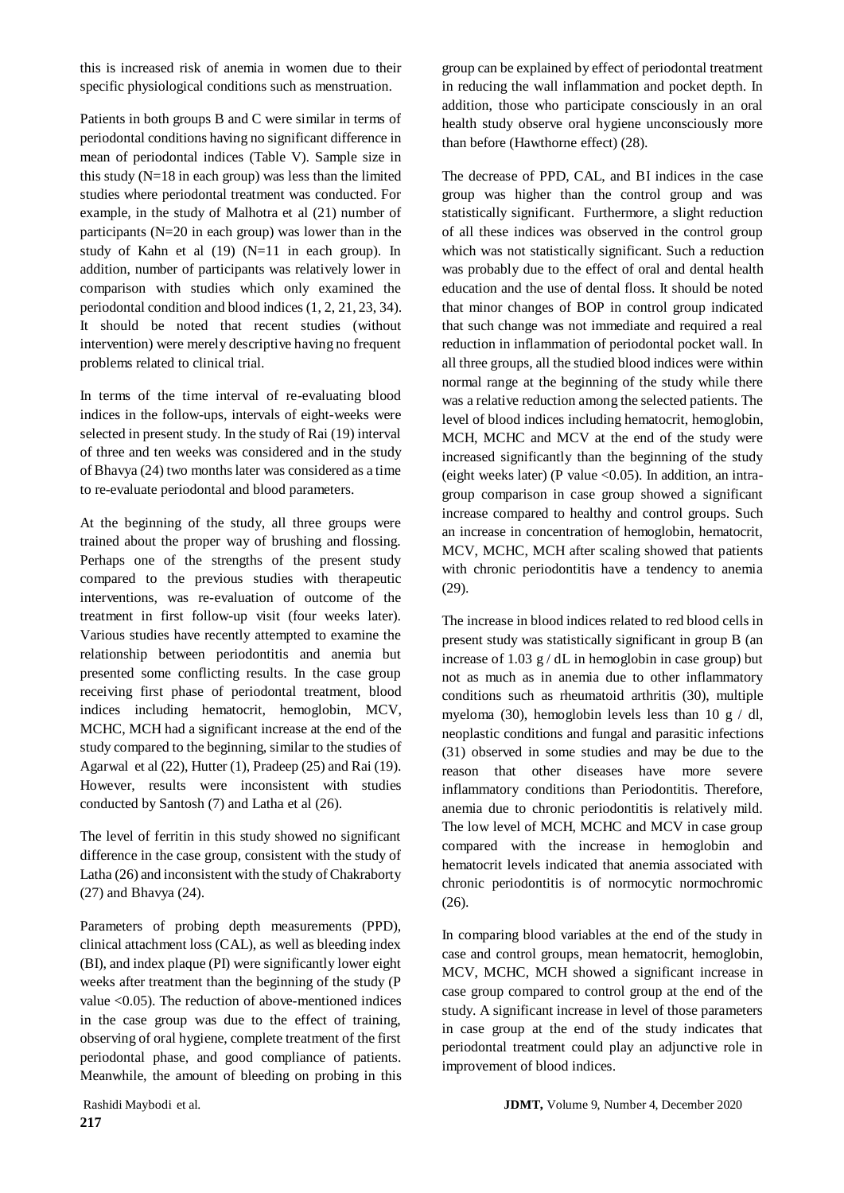this is increased risk of anemia in women due to their specific physiological conditions such as menstruation.

Patients in both groups B and C were similar in terms of periodontal conditions having no significant difference in mean of periodontal indices (Table V). Sample size in this study (N=18 in each group) was less than the limited studies where periodontal treatment was conducted. For example, in the study of Malhotra et al (21) number of participants (N=20 in each group) was lower than in the study of Kahn et al (19) (N=11 in each group). In addition, number of participants was relatively lower in comparison with studies which only examined the periodontal condition and blood indices (1, 2, 21, 23, 34). It should be noted that recent studies (without intervention) were merely descriptive having no frequent problems related to clinical trial.

In terms of the time interval of re-evaluating blood indices in the follow-ups, intervals of eight-weeks were selected in present study. In the study of Rai (19) interval of three and ten weeks was considered and in the study of Bhavya (24) two months later was considered as a time to re-evaluate periodontal and blood parameters.

At the beginning of the study, all three groups were trained about the proper way of brushing and flossing. Perhaps one of the strengths of the present study compared to the previous studies with therapeutic interventions, was re-evaluation of outcome of the treatment in first follow-up visit (four weeks later). Various studies have recently attempted to examine the relationship between periodontitis and anemia but presented some conflicting results. In the case group receiving first phase of periodontal treatment, blood indices including hematocrit, hemoglobin, MCV, MCHC, MCH had a significant increase at the end of the study compared to the beginning, similar to the studies of Agarwal et al (22), Hutter (1), Pradeep (25) and Rai (19). However, results were inconsistent with studies conducted by Santosh (7) and Latha et al (26).

The level of ferritin in this study showed no significant difference in the case group, consistent with the study of Latha (26) and inconsistent with the study of Chakraborty (27) and Bhavya (24).

Parameters of probing depth measurements (PPD), clinical attachment loss (CAL), as well as bleeding index (BI), and index plaque (PI) were significantly lower eight weeks after treatment than the beginning of the study (P value <0.05). The reduction of above-mentioned indices in the case group was due to the effect of training, observing of oral hygiene, complete treatment of the first periodontal phase, and good compliance of patients. Meanwhile, the amount of bleeding on probing in this group can be explained by effect of periodontal treatment in reducing the wall inflammation and pocket depth. In addition, those who participate consciously in an oral health study observe oral hygiene unconsciously more than before (Hawthorne effect) (28).

The decrease of PPD, CAL, and BI indices in the case group was higher than the control group and was statistically significant. Furthermore, a slight reduction of all these indices was observed in the control group which was not statistically significant. Such a reduction was probably due to the effect of oral and dental health education and the use of dental floss. It should be noted that minor changes of BOP in control group indicated that such change was not immediate and required a real reduction in inflammation of periodontal pocket wall. In all three groups, all the studied blood indices were within normal range at the beginning of the study while there was a relative reduction among the selected patients. The level of blood indices including hematocrit, hemoglobin, MCH, MCHC and MCV at the end of the study were increased significantly than the beginning of the study (eight weeks later) (P value <0.05). In addition, an intra-group comparison in case group showed a significant increase compared to healthy and control groups. Such an increase in concentration of hemoglobin, hematocrit, MCV, MCHC, MCH after scaling showed that patients with chronic periodontitis have a tendency to anemia (29).

The increase in blood indices related to red blood cells in present study was statistically significant in group B (an increase of 1.03 g / dL in hemoglobin in case group) but not as much as in anemia due to other inflammatory conditions such as rheumatoid arthritis (30), multiple myeloma (30), hemoglobin levels less than 10 g / dl, neoplastic conditions and fungal and parasitic infections (31) observed in some studies and may be due to the reason that other diseases have more severe inflammatory conditions than Periodontitis. Therefore, anemia due to chronic periodontitis is relatively mild. The low level of MCH, MCHC and MCV in case group compared with the increase in hemoglobin and hematocrit levels indicated that anemia associated with chronic periodontitis is of normocytic normochromic (26).

In comparing blood variables at the end of the study in case and control groups, mean hematocrit, hemoglobin, MCV, MCHC, MCH showed a significant increase in case group compared to control group at the end of the study. A significant increase in level of those parameters in case group at the end of the study indicates that periodontal treatment could play an adjunctive role in improvement of blood indices.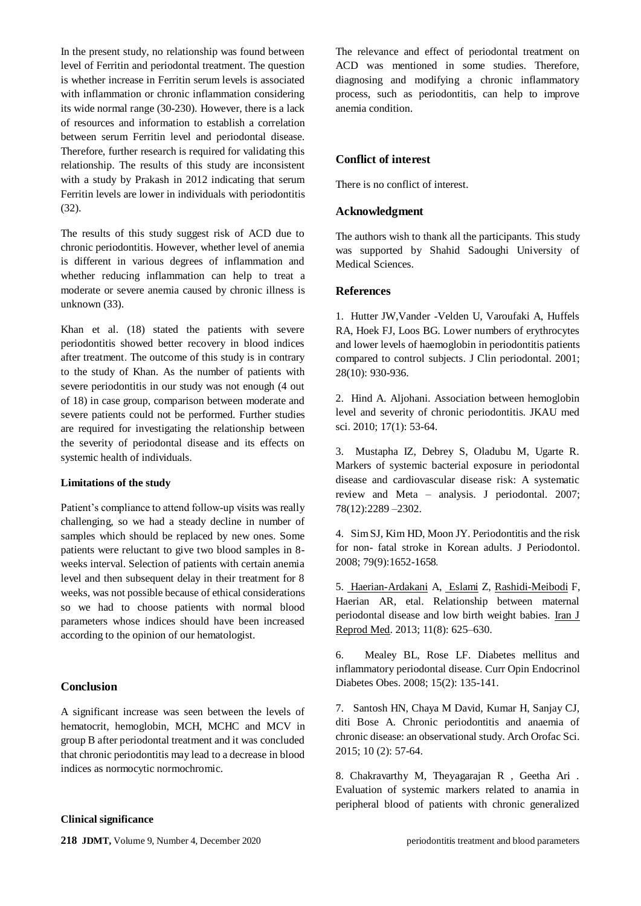In the present study, no relationship was found between level of Ferritin and periodontal treatment. The question is whether increase in Ferritin serum levels is associated with inflammation or chronic inflammation considering its wide normal range (30-230). However, there is a lack of resources and information to establish a correlation between serum Ferritin level and periodontal disease. Therefore, further research is required for validating this relationship. The results of this study are inconsistent with a study by Prakash in 2012 indicating that serum Ferritin levels are lower in individuals with periodontitis (32).

The results of this study suggest risk of ACD due to chronic periodontitis. However, whether level of anemia is different in various degrees of inflammation and whether reducing inflammation can help to treat a moderate or severe anemia caused by chronic illness is unknown (33).

Khan et al. (18) stated the patients with severe periodontitis showed better recovery in blood indices after treatment. The outcome of this study is in contrary to the study of Khan. As the number of patients with severe periodontitis in our study was not enough (4 out of 18) in case group, comparison between moderate and severe patients could not be performed. Further studies are required for investigating the relationship between the severity of periodontal disease and its effects on systemic health of individuals.

**Limitations of the study**

Patient's compliance to attend follow-up visits was really challenging, so we had a steady decline in number of samples which should be replaced by new ones. Some patients were reluctant to give two blood samples in 8-weeks interval. Selection of patients with certain anemia level and then subsequent delay in their treatment for 8 weeks, was not possible because of ethical considerations so we had to choose patients with normal blood parameters whose indices should have been increased according to the opinion of our hematologist.

## Conclusion

A significant increase was seen between the levels of hematocrit, hemoglobin, MCH, MCHC and MCV in group B after periodontal treatment and it was concluded that chronic periodontitis may lead to a decrease in blood indices as normocytic normochromic.

**Clinical significance**

The relevance and effect of periodontal treatment on ACD was mentioned in some studies. Therefore, diagnosing and modifying a chronic inflammatory process, such as periodontitis, can help to improve anemia condition.

## Conflict of interest

There is no conflict of interest.

## Acknowledgment

The authors wish to thank all the participants. This study was supported by Shahid Sadoughi University of Medical Sciences.

## References

1. Hutter JW,Vander -Velden U, Varoufaki A, Huffels RA, Hoek FJ, Loos BG. Lower numbers of erythrocytes and lower levels of haemoglobin in periodontitis patients compared to control subjects. J Clin periodontal. 2001; 28(10): 930-936.

2. Hind A. Aljohani. Association between hemoglobin level and severity of chronic periodontitis. JKAU med sci. 2010; 17(1): 53-64.

3. Mustapha IZ, Debrey S, Oladubu M, Ugarte R. Markers of systemic bacterial exposure in periodontal disease and cardiovascular disease risk: A systematic review and Meta – analysis. J periodontal. 2007; 78(12):2289 –2302.

4. Sim SJ, Kim HD, Moon JY. Periodontitis and the risk for non- fatal stroke in Korean adults. J Periodontol. 2008; 79(9):1652-1658.

5. Haerian-Ardakani A, Eslami Z, Rashidi-Meibodi F, Haerian AR, etal. Relationship between maternal periodontal disease and low birth weight babies. Iran J Reprod Med. 2013; 11(8): 625–630.

6. Mealey BL, Rose LF. Diabetes mellitus and inflammatory periodontal disease. Curr Opin Endocrinol Diabetes Obes. 2008; 15(2): 135-141.

7. Santosh HN, Chaya M David, Kumar H, Sanjay CJ, diti Bose A. Chronic periodontitis and anaemia of chronic disease: an observational study. Arch Orofac Sci. 2015; 10 (2): 57-64.

8. Chakravarthy M, Theyagarajan R , Geetha Ari . Evaluation of systemic markers related to anamia in peripheral blood of patients with chronic generalized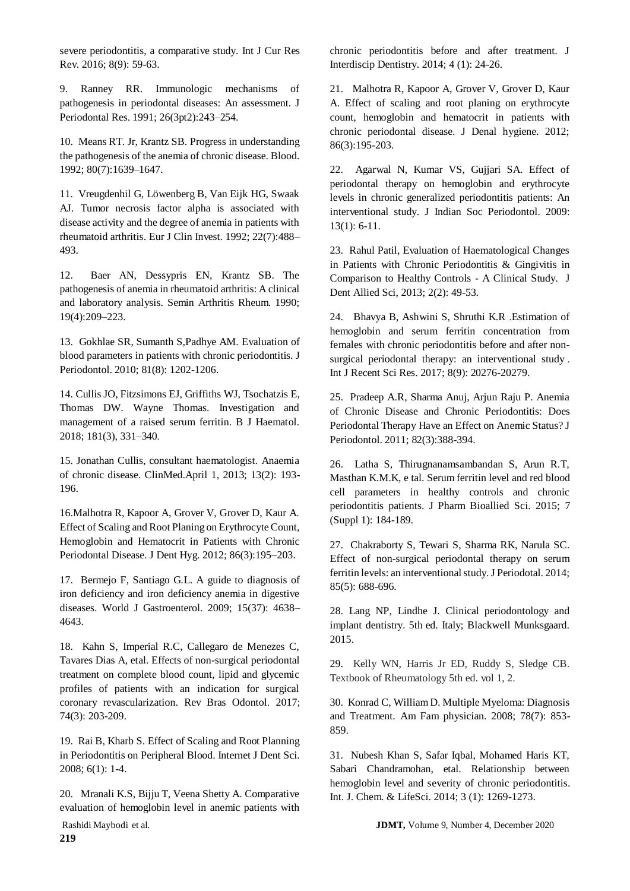severe periodontitis, a comparative study. Int J Cur Res Rev. 2016; 8(9): 59-63.

9. Ranney RR. Immunologic mechanisms of pathogenesis in periodontal diseases: An assessment. J Periodontal Res. 1991; 26(3pt2):243–254.

10. Means RT. Jr, Krantz SB. Progress in understanding the pathogenesis of the anemia of chronic disease. Blood. 1992; 80(7):1639–1647.

11. Vreugdenhil G, Löwenberg B, Van Eijk HG, Swaak AJ. Tumor necrosis factor alpha is associated with disease activity and the degree of anemia in patients with rheumatoid arthritis. Eur J Clin Invest. 1992; 22(7):488–493.

12. Baer AN, Dessypris EN, Krantz SB. The pathogenesis of anemia in rheumatoid arthritis: A clinical and laboratory analysis. Semin Arthritis Rheum. 1990; 19(4):209–223.

13. Gokhlae SR, Sumanth S,Padhye AM. Evaluation of blood parameters in patients with chronic periodontitis. J Periodontol. 2010; 81(8): 1202-1206.

14. Cullis JO, Fitzsimons EJ, Griffiths WJ, Tsochatzis E, Thomas DW. Wayne Thomas. Investigation and management of a raised serum ferritin. B J Haematol. 2018; 181(3), 331–340.

15. Jonathan Cullis, consultant haematologist. Anaemia of chronic disease. ClinMed.April 1, 2013; 13(2): 193-196.

16.Malhotra R, Kapoor A, Grover V, Grover D, Kaur A. Effect of Scaling and Root Planing on Erythrocyte Count, Hemoglobin and Hematocrit in Patients with Chronic Periodontal Disease. J Dent Hyg. 2012; 86(3):195–203.

17. Bermejo F, Santiago G.L. A guide to diagnosis of iron deficiency and iron deficiency anemia in digestive diseases. World J Gastroenterol. 2009; 15(37): 4638–4643.

18. Kahn S, Imperial R.C, Callegaro de Menezes C, Tavares Dias A, etal. Effects of non-surgical periodontal treatment on complete blood count, lipid and glycemic profiles of patients with an indication for surgical coronary revascularization. Rev Bras Odontol. 2017; 74(3): 203-209.

19. Rai B, Kharb S. Effect of Scaling and Root Planning in Periodontitis on Peripheral Blood. Internet J Dent Sci. 2008; 6(1): 1-4.

20. Mranali K.S, Bijju T, Veena Shetty A. Comparative evaluation of hemoglobin level in anemic patients with chronic periodontitis before and after treatment. J Interdiscip Dentistry. 2014; 4 (1): 24-26.

21. Malhotra R, Kapoor A, Grover V, Grover D, Kaur A. Effect of scaling and root planing on erythrocyte count, hemoglobin and hematocrit in patients with chronic periodontal disease. J Denal hygiene. 2012; 86(3):195-203.

22. Agarwal N, Kumar VS, Gujjari SA. Effect of periodontal therapy on hemoglobin and erythrocyte levels in chronic generalized periodontitis patients: An interventional study. J Indian Soc Periodontol. 2009: 13(1): 6-11.

23. Rahul Patil, Evaluation of Haematological Changes in Patients with Chronic Periodontitis & Gingivitis in Comparison to Healthy Controls - A Clinical Study. J Dent Allied Sci, 2013; 2(2): 49-53.

24. Bhavya B, Ashwini S, Shruthi K.R .Estimation of hemoglobin and serum ferritin concentration from females with chronic periodontitis before and after non-surgical periodontal therapy: an interventional study . Int J Recent Sci Res. 2017; 8(9): 20276-20279.

25. Pradeep A.R, Sharma Anuj, Arjun Raju P. Anemia of Chronic Disease and Chronic Periodontitis: Does Periodontal Therapy Have an Effect on Anemic Status? J Periodontol. 2011; 82(3):388-394.

26. Latha S, Thirugnanamsambandan S, Arun R.T, Masthan K.M.K, e tal. Serum ferritin level and red blood cell parameters in healthy controls and chronic periodontitis patients. J Pharm Bioallied Sci. 2015; 7 (Suppl 1): 184-189.

27. Chakraborty S, Tewari S, Sharma RK, Narula SC. Effect of non-surgical periodontal therapy on serum ferritin levels: an interventional study. J Periodotal. 2014; 85(5): 688-696.

28. Lang NP, Lindhe J. Clinical periodontology and implant dentistry. 5th ed. Italy; Blackwell Munksgaard. 2015.

29. Kelly WN, Harris Jr ED, Ruddy S, Sledge CB. Textbook of Rheumatology 5th ed. vol 1, 2.

30. Konrad C, William D. Multiple Myeloma: Diagnosis and Treatment. Am Fam physician. 2008; 78(7): 853-859.

31. Nubesh Khan S, Safar Iqbal, Mohamed Haris KT, Sabari Chandramohan, etal. Relationship between hemoglobin level and severity of chronic periodontitis. Int. J. Chem. & LifeSci. 2014; 3 (1): 1269-1273.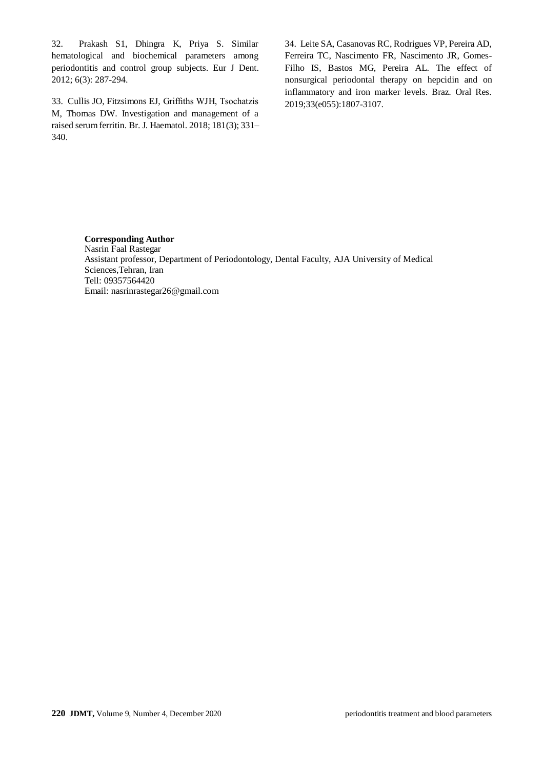32. Prakash S1, Dhingra K, Priya S. Similar hematological and biochemical parameters among periodontitis and control group subjects. Eur J Dent. 2012; 6(3): 287-294.

33. Cullis JO, Fitzsimons EJ, Griffiths WJH, Tsochatzis M, Thomas DW. Investigation and management of a raised serum ferritin. Br. J. Haematol. 2018; 181(3); 331–340.

34. Leite SA, Casanovas RC, Rodrigues VP, Pereira AD, Ferreira TC, Nascimento FR, Nascimento JR, Gomes-Filho IS, Bastos MG, Pereira AL. The effect of nonsurgical periodontal therapy on hepcidin and on inflammatory and iron marker levels. Braz. Oral Res. 2019;33(e055):1807-3107.

**Corresponding Author**
Nasrin Faal Rastegar
Assistant professor, Department of Periodontology, Dental Faculty, AJA University of Medical Sciences,Tehran, Iran
Tell: 09357564420
Email: nasrinrastegar26@gmail.com